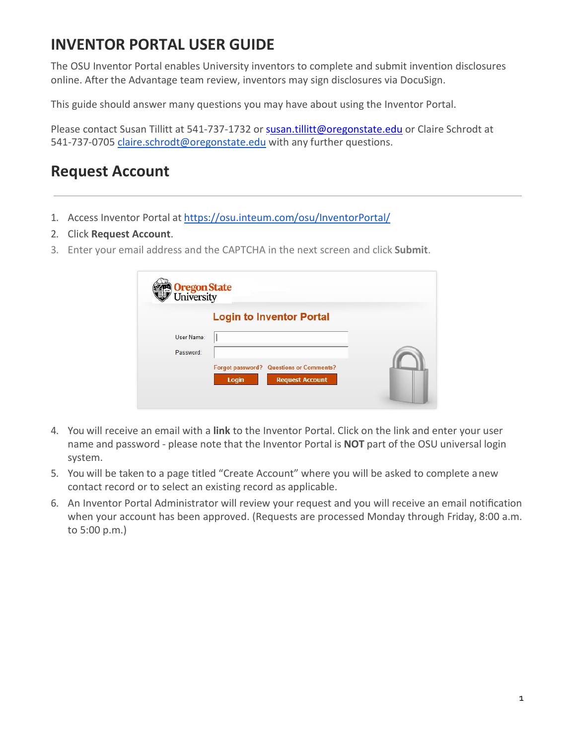# INVENTOR PORTAL USER GUIDE

The OSU Inventor Portal enables University inventors to complete and submit invention disclosures online. After the Advantage team review, inventors may sign disclosures via DocuSign.

This guide should answer many questions you may have about using the Inventor Portal.

Please contact Susan Tillitt at 541-737-1732 or susan.tillitt@oregonstate.edu or Claire Schrodt at 541-737-0705 claire.schrodt@oregonstate.edu with any further questions.

## Request Account

1. Access Inventor Portal at https://osu.inteum.com/osu/InventorPortal/
2. Click **Request Account**.
3. Enter your email address and the CAPTCHA in the next screen and click **Submit**.
4. You will receive an email with a **link** to the Inventor Portal. Click on the link and enter your user name and password - please note that the Inventor Portal is **NOT** part of the OSU universal login system.
5. You will be taken to a page titled "Create Account" where you will be asked to complete a new contact record or to select an existing record as applicable.
6. An Inventor Portal Administrator will review your request and you will receive an email notification when your account has been approved. (Requests are processed Monday through Friday, 8:00 a.m. to 5:00 p.m.)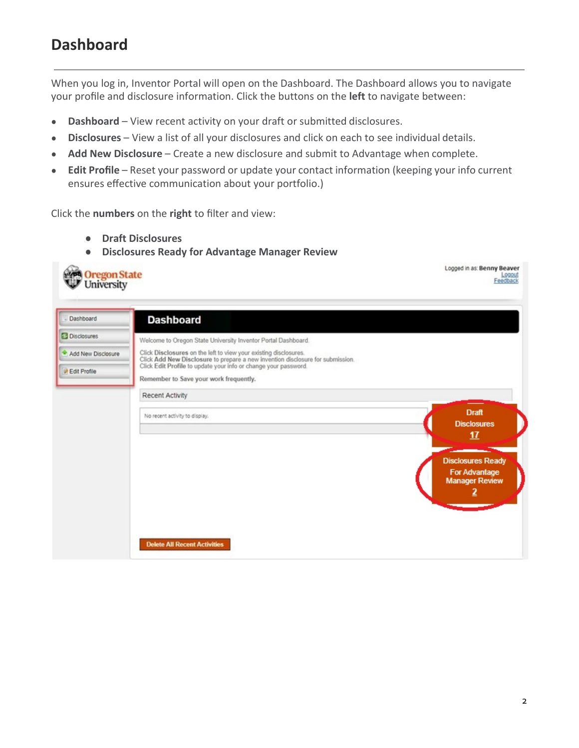## Dashboard

When you log in, Inventor Portal will open on the Dashboard. The Dashboard allows you to navigate your profile and disclosure information. Click the buttons on the **left** to navigate between:

- **Dashboard** – View recent activity on your draft or submitted disclosures.
- **Disclosures** – View a list of all your disclosures and click on each to see individual details.
- **Add New Disclosure** – Create a new disclosure and submit to Advantage when complete.
- **Edit Profile** – Reset your password or update your contact information (keeping your info current ensures effective communication about your portfolio.)

Click the **numbers** on the **right** to filter and view:

- **Draft Disclosures**
- **Disclosures Ready for Advantage Manager Review**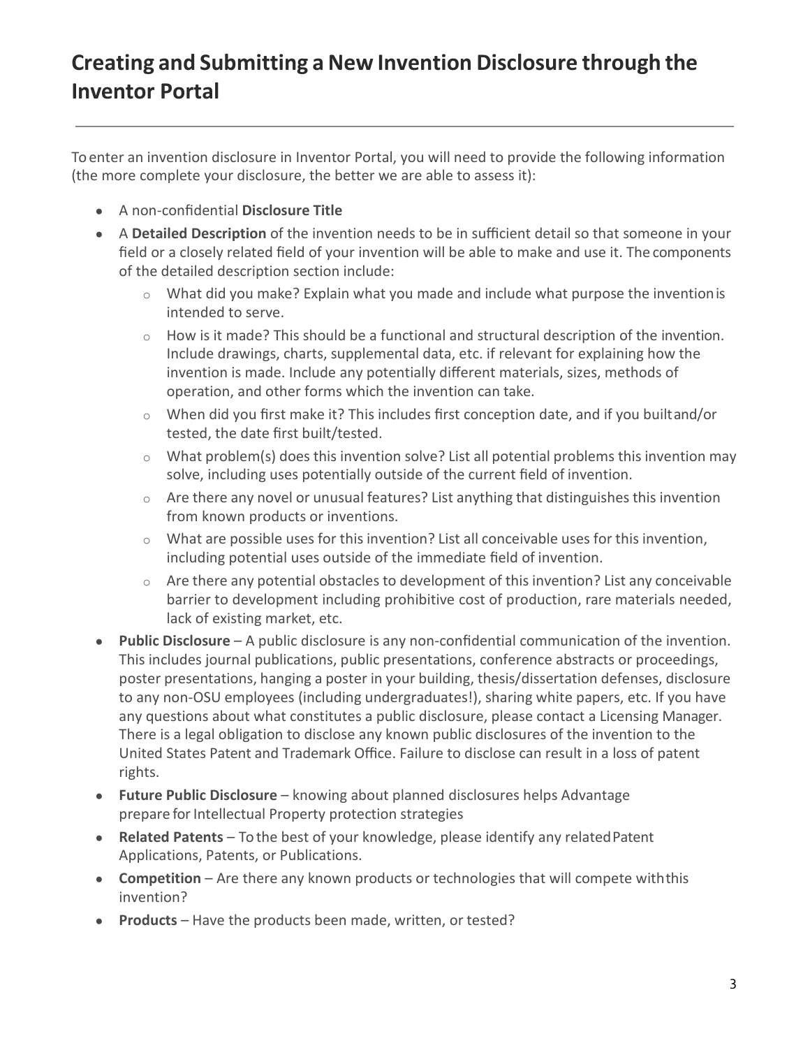# Creating and Submitting a New Invention Disclosure through the Inventor Portal

To enter an invention disclosure in Inventor Portal, you will need to provide the following information (the more complete your disclosure, the better we are able to assess it):

- A non-confidential **Disclosure Title**
- A **Detailed Description** of the invention needs to be in sufficient detail so that someone in your field or a closely related field of your invention will be able to make and use it. The components of the detailed description section include:
  - What did you make? Explain what you made and include what purpose the invention is intended to serve.
  - How is it made? This should be a functional and structural description of the invention. Include drawings, charts, supplemental data, etc. if relevant for explaining how the invention is made. Include any potentially different materials, sizes, methods of operation, and other forms which the invention can take.
  - When did you first make it? This includes first conception date, and if you built and/or tested, the date first built/tested.
  - What problem(s) does this invention solve? List all potential problems this invention may solve, including uses potentially outside of the current field of invention.
  - Are there any novel or unusual features? List anything that distinguishes this invention from known products or inventions.
  - What are possible uses for this invention? List all conceivable uses for this invention, including potential uses outside of the immediate field of invention.
  - Are there any potential obstacles to development of this invention? List any conceivable barrier to development including prohibitive cost of production, rare materials needed, lack of existing market, etc.
- **Public Disclosure** – A public disclosure is any non-confidential communication of the invention. This includes journal publications, public presentations, conference abstracts or proceedings, poster presentations, hanging a poster in your building, thesis/dissertation defenses, disclosure to any non-OSU employees (including undergraduates!), sharing white papers, etc. If you have any questions about what constitutes a public disclosure, please contact a Licensing Manager. There is a legal obligation to disclose any known public disclosures of the invention to the United States Patent and Trademark Office. Failure to disclose can result in a loss of patent rights.
- **Future Public Disclosure** – knowing about planned disclosures helps Advantage prepare for Intellectual Property protection strategies
- **Related Patents** – To the best of your knowledge, please identify any related Patent Applications, Patents, or Publications.
- **Competition** – Are there any known products or technologies that will compete with this invention?
- **Products** – Have the products been made, written, or tested?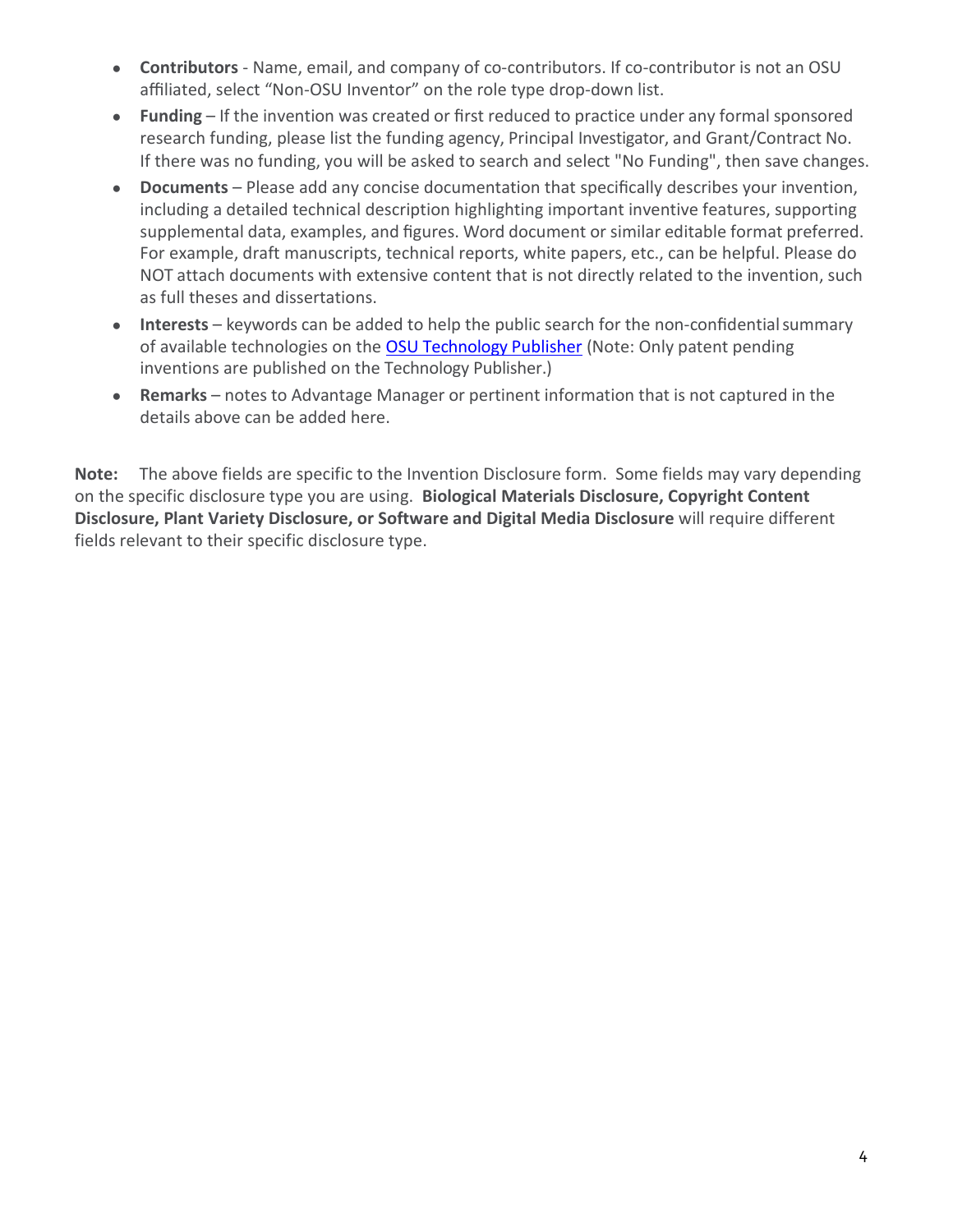- **Contributors** - Name, email, and company of co-contributors. If co-contributor is not an OSU affiliated, select “Non-OSU Inventor” on the role type drop-down list.
- **Funding** – If the invention was created or first reduced to practice under any formal sponsored research funding, please list the funding agency, Principal Investigator, and Grant/Contract No. If there was no funding, you will be asked to search and select "No Funding", then save changes.
- **Documents** – Please add any concise documentation that specifically describes your invention, including a detailed technical description highlighting important inventive features, supporting supplemental data, examples, and figures. Word document or similar editable format preferred. For example, draft manuscripts, technical reports, white papers, etc., can be helpful. Please do NOT attach documents with extensive content that is not directly related to the invention, such as full theses and dissertations.
- **Interests** – keywords can be added to help the public search for the non-confidential summary of available technologies on the OSU Technology Publisher (Note: Only patent pending inventions are published on the Technology Publisher.)
- **Remarks** – notes to Advantage Manager or pertinent information that is not captured in the details above can be added here.

**Note:** The above fields are specific to the Invention Disclosure form. Some fields may vary depending on the specific disclosure type you are using. **Biological Materials Disclosure, Copyright Content Disclosure, Plant Variety Disclosure, or Software and Digital Media Disclosure** will require different fields relevant to their specific disclosure type.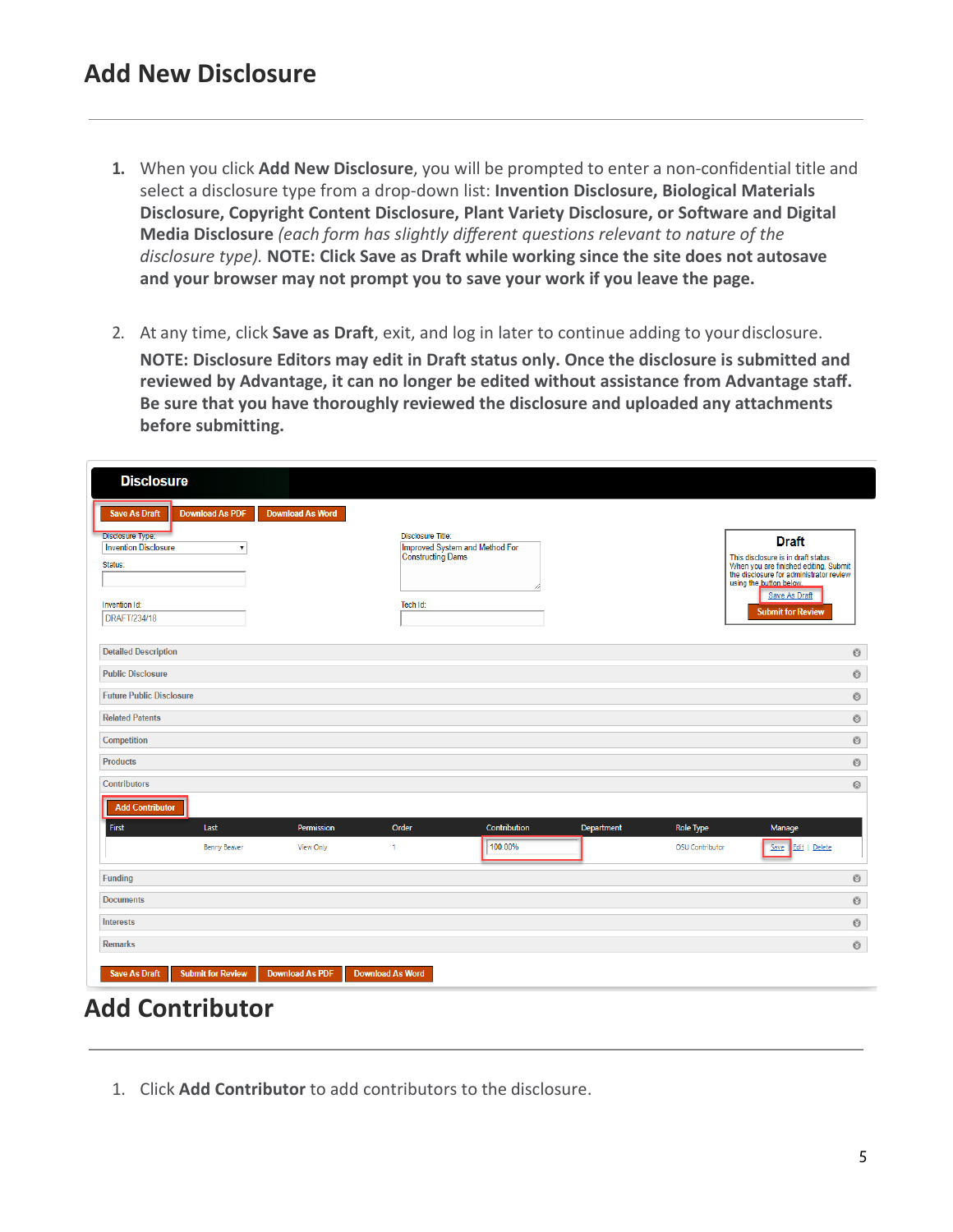## Add New Disclosure

1. When you click **Add New Disclosure**, you will be prompted to enter a non-confidential title and select a disclosure type from a drop-down list: **Invention Disclosure, Biological Materials Disclosure, Copyright Content Disclosure, Plant Variety Disclosure, or Software and Digital Media Disclosure** *(each form has slightly different questions relevant to nature of the disclosure type).* **NOTE: Click Save as Draft while working since the site does not autosave and your browser may not prompt you to save your work if you leave the page.**

2. At any time, click **Save as Draft**, exit, and log in later to continue adding to your disclosure.

   **NOTE: Disclosure Editors may edit in Draft status only. Once the disclosure is submitted and reviewed by Advantage, it can no longer be edited without assistance from Advantage staff. Be sure that you have thoroughly reviewed the disclosure and uploaded any attachments before submitting.**

## Add Contributor

1. Click **Add Contributor** to add contributors to the disclosure.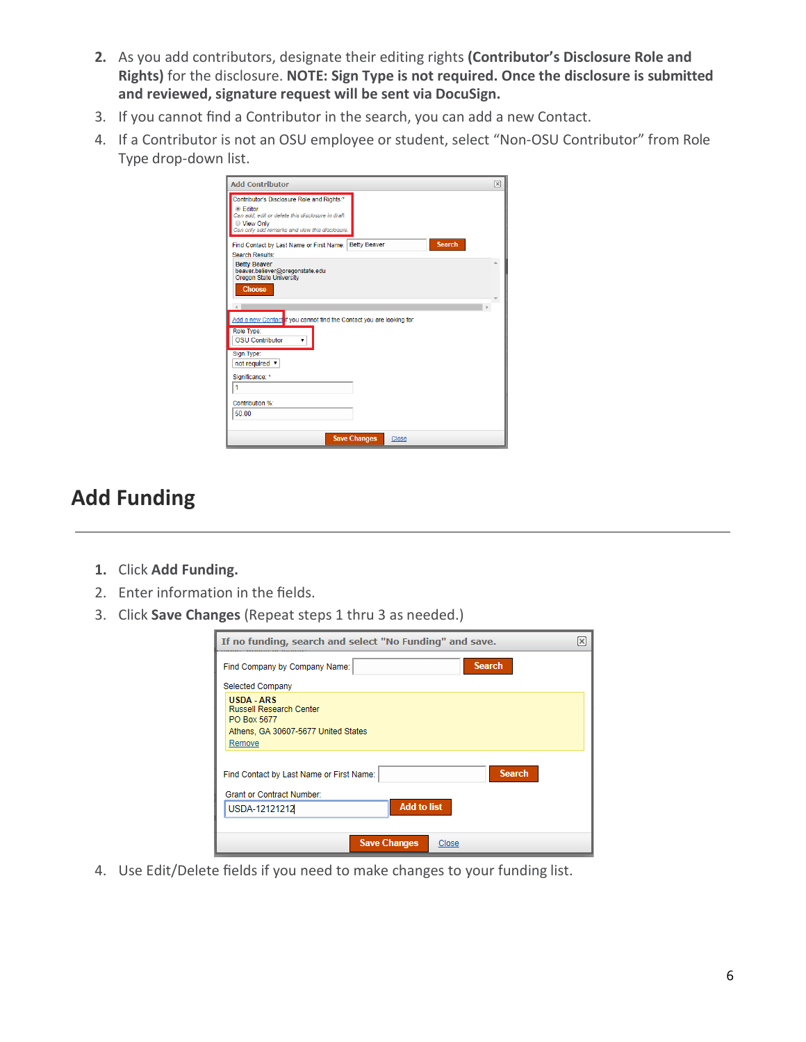2. As you add contributors, designate their editing rights **(Contributor's Disclosure Role and Rights)** for the disclosure. **NOTE: Sign Type is not required. Once the disclosure is submitted and reviewed, signature request will be sent via DocuSign.**
3. If you cannot find a Contributor in the search, you can add a new Contact.
4. If a Contributor is not an OSU employee or student, select "Non-OSU Contributor" from Role Type drop-down list.

## Add Funding

---

1. Click **Add Funding.**
2. Enter information in the fields.
3. Click **Save Changes** (Repeat steps 1 thru 3 as needed.)
4. Use Edit/Delete fields if you need to make changes to your funding list.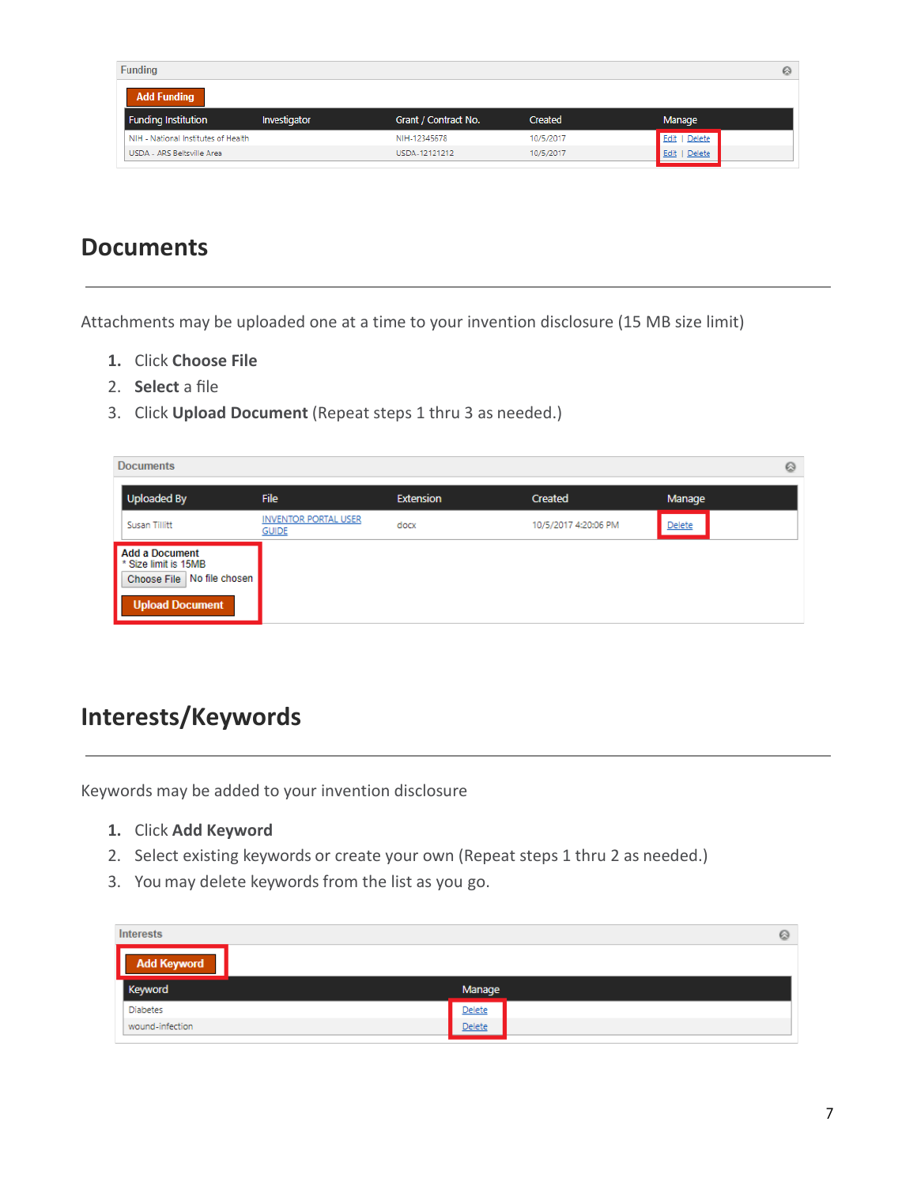| Funding Institution | Investigator | Grant / Contract No. | Created | Manage |
|---|---|---|---|---|
| NIH - National Institutes of Health | | NIH-12345678 | 10/5/2017 | Edit \| Delete |
| USDA - ARS Beltsville Area | | USDA-12121212 | 10/5/2017 | Edit \| Delete |

## Documents

Attachments may be uploaded one at a time to your invention disclosure (15 MB size limit)

1. Click **Choose File**
2. **Select** a file
3. Click **Upload Document** (Repeat steps 1 thru 3 as needed.)

| Uploaded By | File | Extension | Created | Manage |
|---|---|---|---|---|
| Susan Tillitt | INVENTOR PORTAL USER GUIDE | docx | 10/5/2017 4:20:06 PM | Delete |

Add a Document
* Size limit is 15MB
Choose File No file chosen
Upload Document

## Interests/Keywords

Keywords may be added to your invention disclosure

1. Click **Add Keyword**
2. Select existing keywords or create your own (Repeat steps 1 thru 2 as needed.)
3. You may delete keywords from the list as you go.

| Keyword | Manage |
|---|---|
| Diabetes | Delete |
| wound-infection | Delete |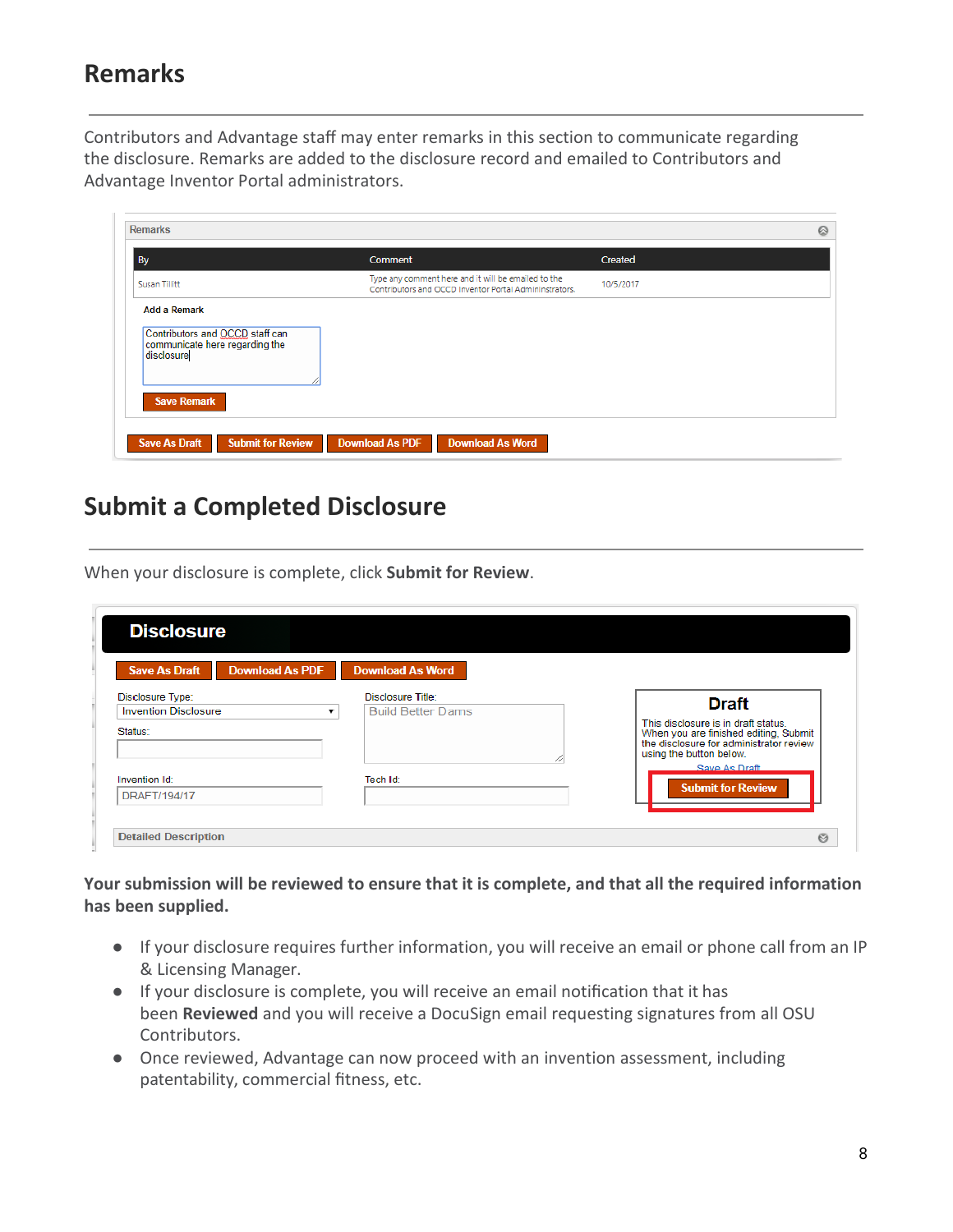## Remarks

Contributors and Advantage staff may enter remarks in this section to communicate regarding the disclosure. Remarks are added to the disclosure record and emailed to Contributors and Advantage Inventor Portal administrators.

## Submit a Completed Disclosure

When your disclosure is complete, click **Submit for Review**.

**Your submission will be reviewed to ensure that it is complete, and that all the required information has been supplied.**

- If your disclosure requires further information, you will receive an email or phone call from an IP & Licensing Manager.
- If your disclosure is complete, you will receive an email notification that it has been **Reviewed** and you will receive a DocuSign email requesting signatures from all OSU Contributors.
- Once reviewed, Advantage can now proceed with an invention assessment, including patentability, commercial fitness, etc.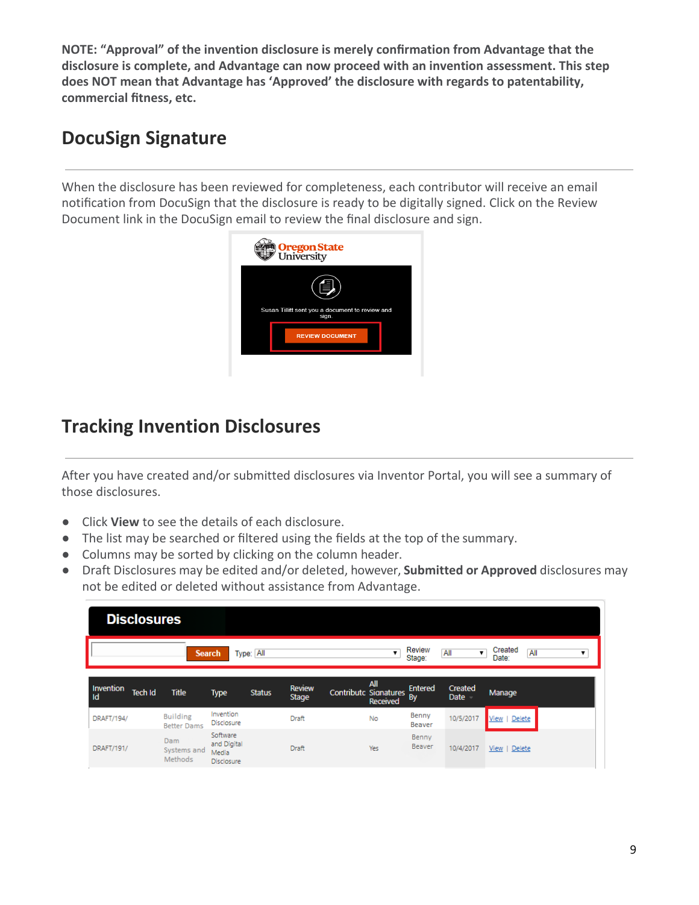**NOTE: "Approval" of the invention disclosure is merely confirmation from Advantage that the disclosure is complete, and Advantage can now proceed with an invention assessment. This step does NOT mean that Advantage has 'Approved' the disclosure with regards to patentability, commercial fitness, etc.**

## DocuSign Signature

When the disclosure has been reviewed for completeness, each contributor will receive an email notification from DocuSign that the disclosure is ready to be digitally signed. Click on the Review Document link in the DocuSign email to review the final disclosure and sign.

## Tracking Invention Disclosures

After you have created and/or submitted disclosures via Inventor Portal, you will see a summary of those disclosures.

- Click **View** to see the details of each disclosure.
- The list may be searched or filtered using the fields at the top of the summary.
- Columns may be sorted by clicking on the column header.
- Draft Disclosures may be edited and/or deleted, however, **Submitted or Approved** disclosures may not be edited or deleted without assistance from Advantage.